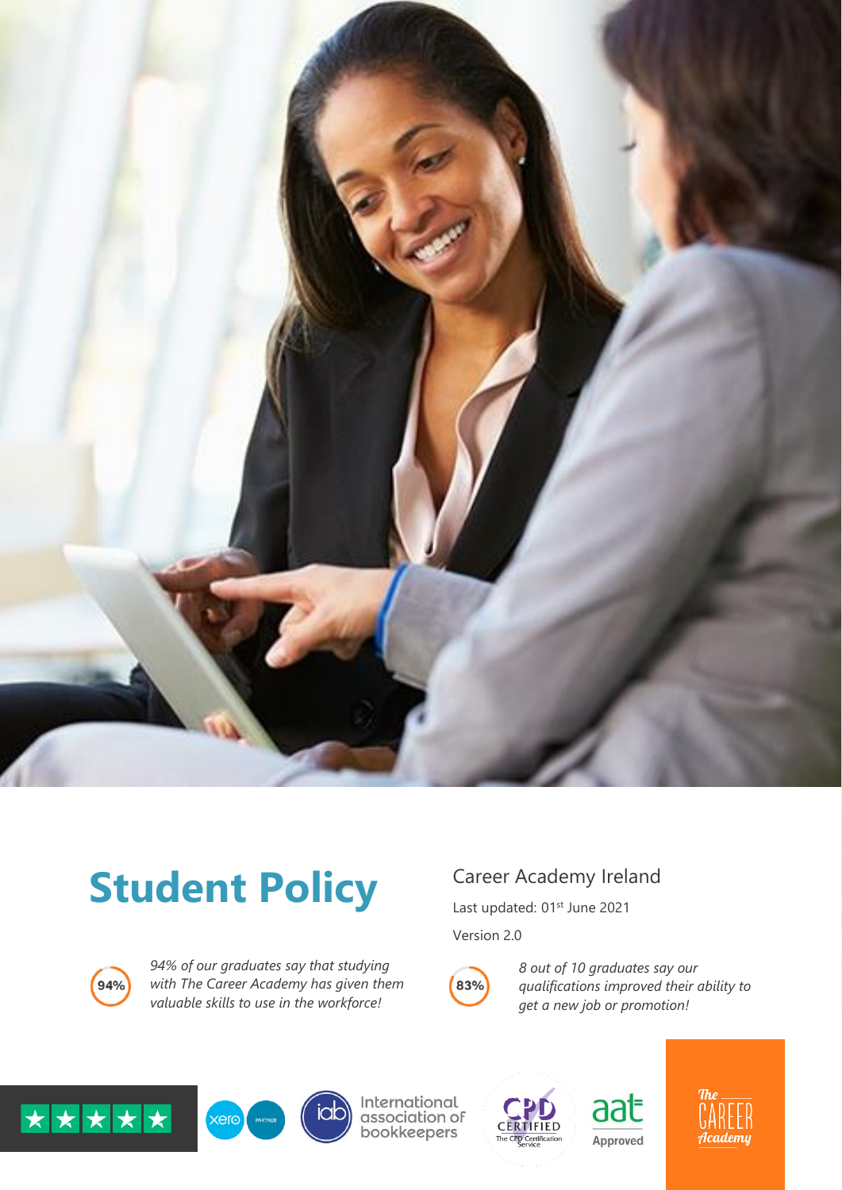# Student Policy

Career Academy Ireland

Last updated: 01st June 2021

Version 2.0

94%

*94% of our graduates say that studying with The Career Academy has given them valuable skills to use in the workforce!*

83%

*8 out of 10 graduates say our qualifications improved their ability to get a new job or promotion!*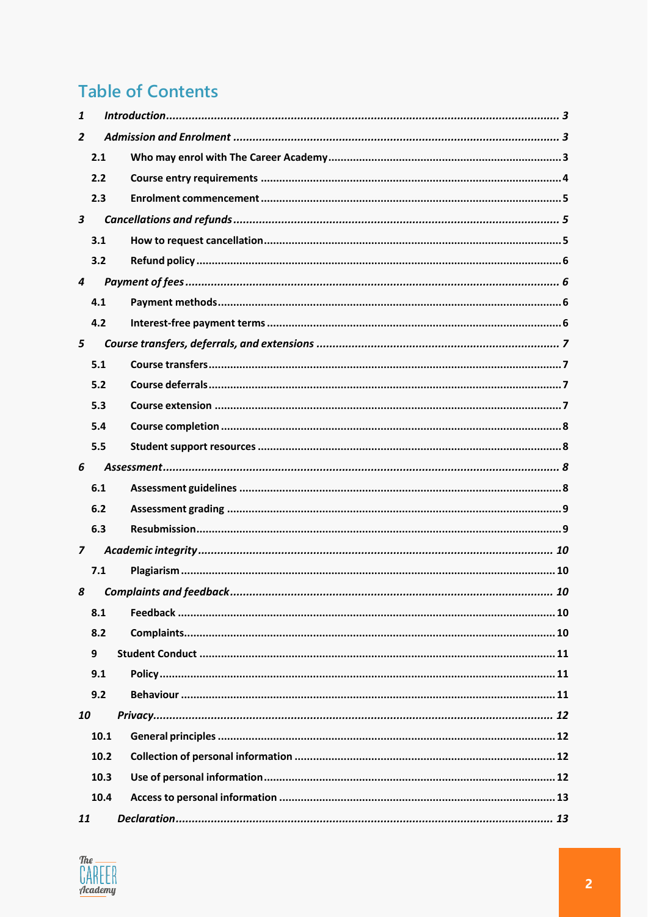# Table of Contents

*1 Introduction* ..... *3*

*2 Admission and Enrolment* ..... *3*

- **2.1 Who may enrol with The Career Academy** ..... 3
- **2.2 Course entry requirements** ..... 4
- **2.3 Enrolment commencement** ..... 5

*3 Cancellations and refunds* ..... *5*

- **3.1 How to request cancellation** ..... 5
- **3.2 Refund policy** ..... 6

*4 Payment of fees* ..... *6*

- **4.1 Payment methods** ..... 6
- **4.2 Interest-free payment terms** ..... 6

*5 Course transfers, deferrals, and extensions* ..... *7*

- **5.1 Course transfers** ..... 7
- **5.2 Course deferrals** ..... 7
- **5.3 Course extension** ..... 7
- **5.4 Course completion** ..... 8
- **5.5 Student support resources** ..... 8

*6 Assessment* ..... *8*

- **6.1 Assessment guidelines** ..... 8
- **6.2 Assessment grading** ..... 9
- **6.3 Resubmission** ..... 9

*7 Academic integrity* ..... *10*

- **7.1 Plagiarism** ..... 10

*8 Complaints and feedback* ..... *10*

- **8.1 Feedback** ..... 10
- **8.2 Complaints** ..... 10

**9 Student Conduct** ..... 11

- **9.1 Policy** ..... 11
- **9.2 Behaviour** ..... 11

*10 Privacy* ..... *12*

- **10.1 General principles** ..... 12
- **10.2 Collection of personal information** ..... 12
- **10.3 Use of personal information** ..... 12
- **10.4 Access to personal information** ..... 13

*11 Declaration* ..... *13*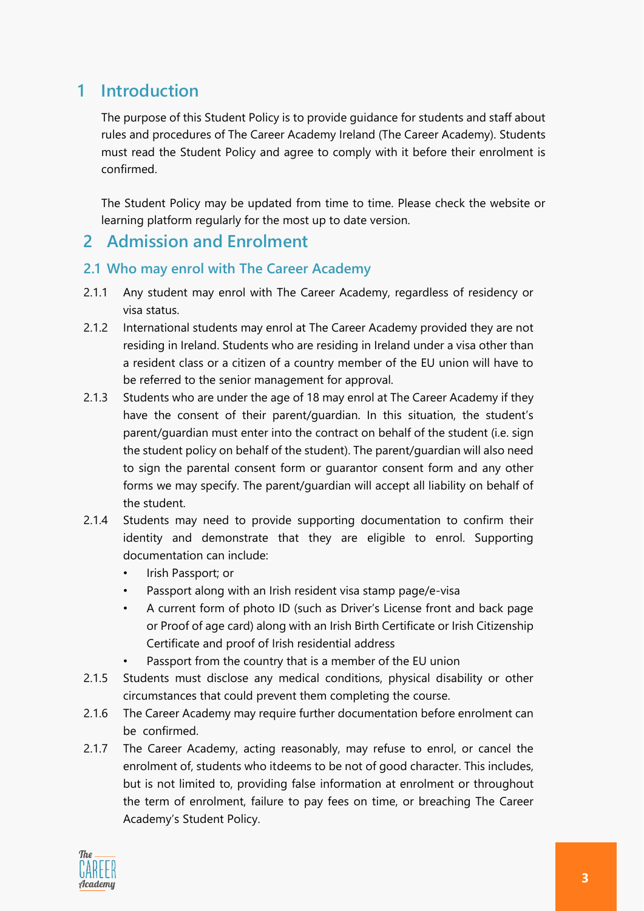# 1 Introduction

The purpose of this Student Policy is to provide guidance for students and staff about rules and procedures of The Career Academy Ireland (The Career Academy). Students must read the Student Policy and agree to comply with it before their enrolment is confirmed.

The Student Policy may be updated from time to time. Please check the website or learning platform regularly for the most up to date version.

# 2 Admission and Enrolment

## 2.1 Who may enrol with The Career Academy

2.1.1 Any student may enrol with The Career Academy, regardless of residency or visa status.

2.1.2 International students may enrol at The Career Academy provided they are not residing in Ireland. Students who are residing in Ireland under a visa other than a resident class or a citizen of a country member of the EU union will have to be referred to the senior management for approval.

2.1.3 Students who are under the age of 18 may enrol at The Career Academy if they have the consent of their parent/guardian. In this situation, the student's parent/guardian must enter into the contract on behalf of the student (i.e. sign the student policy on behalf of the student). The parent/guardian will also need to sign the parental consent form or guarantor consent form and any other forms we may specify. The parent/guardian will accept all liability on behalf of the student.

2.1.4 Students may need to provide supporting documentation to confirm their identity and demonstrate that they are eligible to enrol. Supporting documentation can include:

- Irish Passport; or
- Passport along with an Irish resident visa stamp page/e-visa
- A current form of photo ID (such as Driver's License front and back page or Proof of age card) along with an Irish Birth Certificate or Irish Citizenship Certificate and proof of Irish residential address
- Passport from the country that is a member of the EU union

2.1.5 Students must disclose any medical conditions, physical disability or other circumstances that could prevent them completing the course.

2.1.6 The Career Academy may require further documentation before enrolment can be confirmed.

2.1.7 The Career Academy, acting reasonably, may refuse to enrol, or cancel the enrolment of, students who itdeems to be not of good character. This includes, but is not limited to, providing false information at enrolment or throughout the term of enrolment, failure to pay fees on time, or breaching The Career Academy's Student Policy.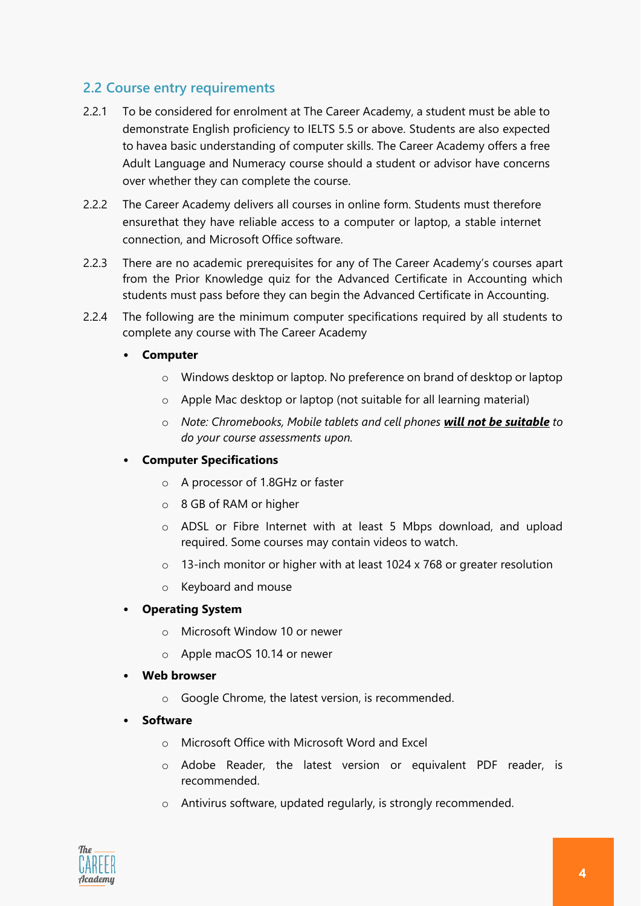## 2.2 Course entry requirements

2.2.1 To be considered for enrolment at The Career Academy, a student must be able to demonstrate English proficiency to IELTS 5.5 or above. Students are also expected to havea basic understanding of computer skills. The Career Academy offers a free Adult Language and Numeracy course should a student or advisor have concerns over whether they can complete the course.

2.2.2 The Career Academy delivers all courses in online form. Students must therefore ensurethat they have reliable access to a computer or laptop, a stable internet connection, and Microsoft Office software.

2.2.3 There are no academic prerequisites for any of The Career Academy's courses apart from the Prior Knowledge quiz for the Advanced Certificate in Accounting which students must pass before they can begin the Advanced Certificate in Accounting.

2.2.4 The following are the minimum computer specifications required by all students to complete any course with The Career Academy

- **Computer**
  - Windows desktop or laptop. No preference on brand of desktop or laptop
  - Apple Mac desktop or laptop (not suitable for all learning material)
  - *Note: Chromebooks, Mobile tablets and cell phones **will not be suitable** to do your course assessments upon.*
- **Computer Specifications**
  - A processor of 1.8GHz or faster
  - 8 GB of RAM or higher
  - ADSL or Fibre Internet with at least 5 Mbps download, and upload required. Some courses may contain videos to watch.
  - 13-inch monitor or higher with at least 1024 x 768 or greater resolution
  - Keyboard and mouse
- **Operating System**
  - Microsoft Window 10 or newer
  - Apple macOS 10.14 or newer
- **Web browser**
  - Google Chrome, the latest version, is recommended.
- **Software**
  - Microsoft Office with Microsoft Word and Excel
  - Adobe Reader, the latest version or equivalent PDF reader, is recommended.
  - Antivirus software, updated regularly, is strongly recommended.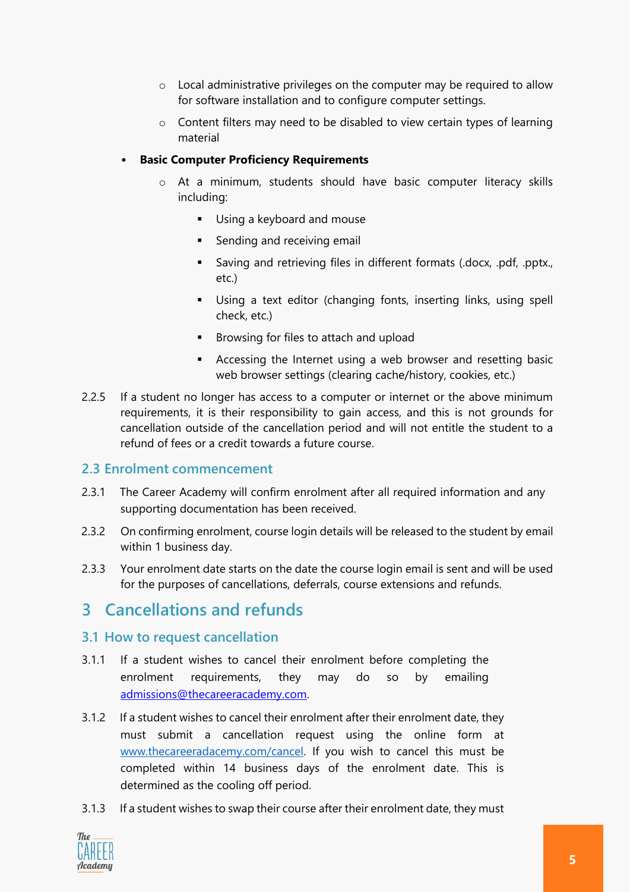- Local administrative privileges on the computer may be required to allow for software installation and to configure computer settings.
   - Content filters may need to be disabled to view certain types of learning material

- **Basic Computer Proficiency Requirements**
   - At a minimum, students should have basic computer literacy skills including:
      - Using a keyboard and mouse
      - Sending and receiving email
      - Saving and retrieving files in different formats (.docx, .pdf, .pptx., etc.)
      - Using a text editor (changing fonts, inserting links, using spell check, etc.)
      - Browsing for files to attach and upload
      - Accessing the Internet using a web browser and resetting basic web browser settings (clearing cache/history, cookies, etc.)

2.2.5 If a student no longer has access to a computer or internet or the above minimum requirements, it is their responsibility to gain access, and this is not grounds for cancellation outside of the cancellation period and will not entitle the student to a refund of fees or a credit towards a future course.

### 2.3 Enrolment commencement

2.3.1 The Career Academy will confirm enrolment after all required information and any supporting documentation has been received.

2.3.2 On confirming enrolment, course login details will be released to the student by email within 1 business day.

2.3.3 Your enrolment date starts on the date the course login email is sent and will be used for the purposes of cancellations, deferrals, course extensions and refunds.

## 3 Cancellations and refunds

### 3.1 How to request cancellation

3.1.1 If a student wishes to cancel their enrolment before completing the enrolment requirements, they may do so by emailing [admissions@thecareeracademy.com](mailto:admissions@thecareeracademy.com).

3.1.2 If a student wishes to cancel their enrolment after their enrolment date, they must submit a cancellation request using the online form at [www.thecareeradacemy.com/cancel](www.thecareeradacemy.com/cancel). If you wish to cancel this must be completed within 14 business days of the enrolment date. This is determined as the cooling off period.

3.1.3 If a student wishes to swap their course after their enrolment date, they must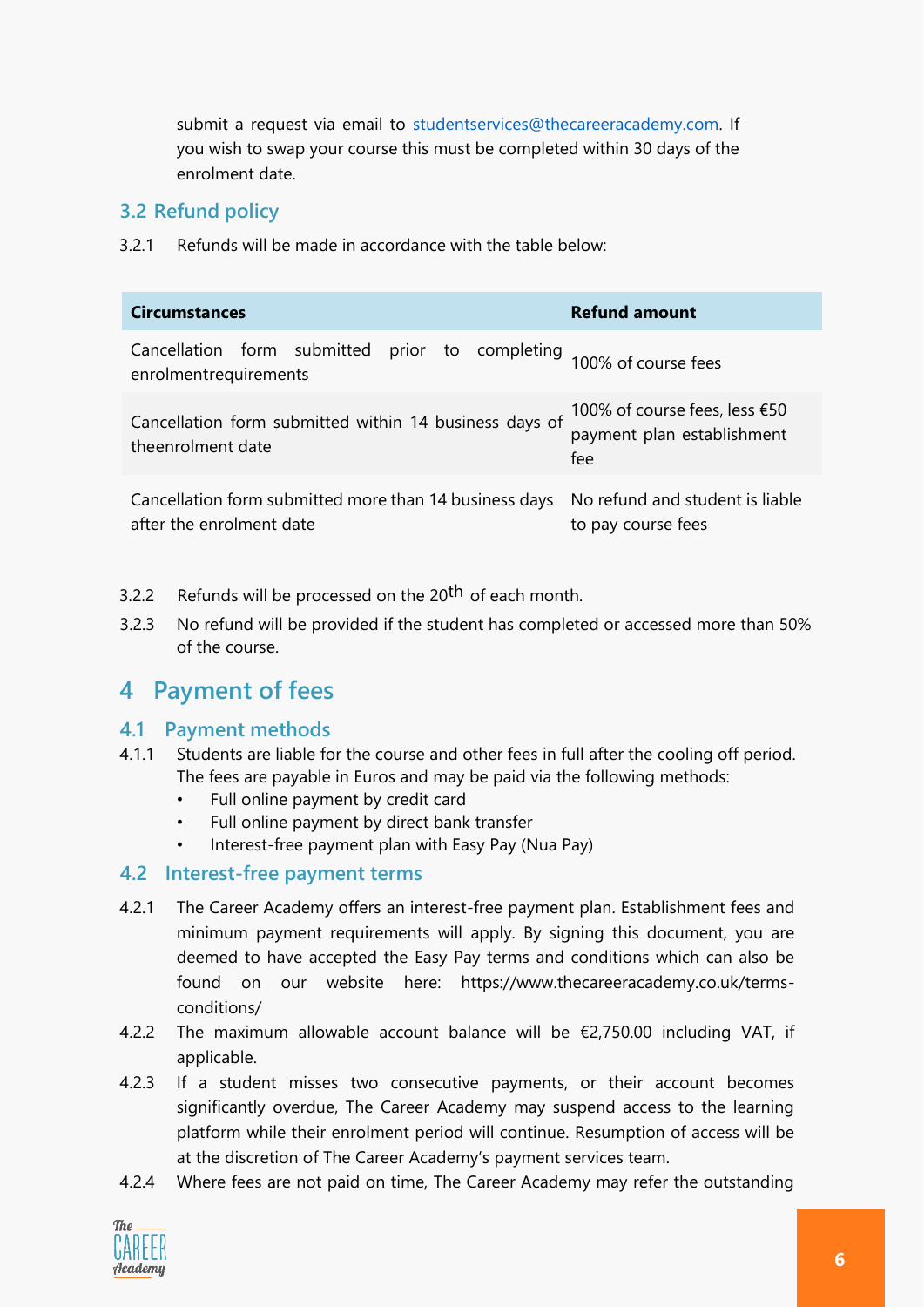submit a request via email to studentservices@thecareeracademy.com. If you wish to swap your course this must be completed within 30 days of the enrolment date.

### 3.2 Refund policy

3.2.1 Refunds will be made in accordance with the table below:

| Circumstances | Refund amount |
|---|---|
| Cancellation form submitted prior to completing enrolmentrequirements | 100% of course fees |
| Cancellation form submitted within 14 business days of theenrolment date | 100% of course fees, less €50 payment plan establishment fee |
| Cancellation form submitted more than 14 business days after the enrolment date | No refund and student is liable to pay course fees |

3.2.2 Refunds will be processed on the 20th of each month.

3.2.3 No refund will be provided if the student has completed or accessed more than 50% of the course.

## 4 Payment of fees

### 4.1 Payment methods

4.1.1 Students are liable for the course and other fees in full after the cooling off period. The fees are payable in Euros and may be paid via the following methods:

- Full online payment by credit card
- Full online payment by direct bank transfer
- Interest-free payment plan with Easy Pay (Nua Pay)

### 4.2 Interest-free payment terms

4.2.1 The Career Academy offers an interest-free payment plan. Establishment fees and minimum payment requirements will apply. By signing this document, you are deemed to have accepted the Easy Pay terms and conditions which can also be found on our website here: https://www.thecareeracademy.co.uk/terms-conditions/

4.2.2 The maximum allowable account balance will be €2,750.00 including VAT, if applicable.

4.2.3 If a student misses two consecutive payments, or their account becomes significantly overdue, The Career Academy may suspend access to the learning platform while their enrolment period will continue. Resumption of access will be at the discretion of The Career Academy's payment services team.

4.2.4 Where fees are not paid on time, The Career Academy may refer the outstanding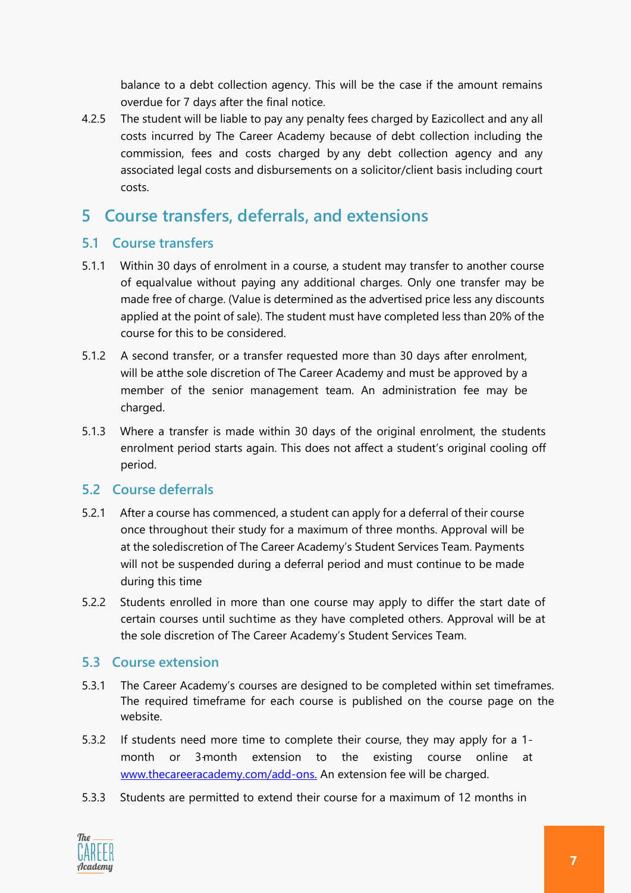balance to a debt collection agency. This will be the case if the amount remains overdue for 7 days after the final notice.

4.2.5 The student will be liable to pay any penalty fees charged by Eazicollect and any all costs incurred by The Career Academy because of debt collection including the commission, fees and costs charged by any debt collection agency and any associated legal costs and disbursements on a solicitor/client basis including court costs.

## 5 Course transfers, deferrals, and extensions

### 5.1 Course transfers

5.1.1 Within 30 days of enrolment in a course, a student may transfer to another course of equalvalue without paying any additional charges. Only one transfer may be made free of charge. (Value is determined as the advertised price less any discounts applied at the point of sale). The student must have completed less than 20% of the course for this to be considered.

5.1.2 A second transfer, or a transfer requested more than 30 days after enrolment, will be atthe sole discretion of The Career Academy and must be approved by a member of the senior management team. An administration fee may be charged.

5.1.3 Where a transfer is made within 30 days of the original enrolment, the students enrolment period starts again. This does not affect a student's original cooling off period.

### 5.2 Course deferrals

5.2.1 After a course has commenced, a student can apply for a deferral of their course once throughout their study for a maximum of three months. Approval will be at the solediscretion of The Career Academy's Student Services Team. Payments will not be suspended during a deferral period and must continue to be made during this time

5.2.2 Students enrolled in more than one course may apply to differ the start date of certain courses until suchtime as they have completed others. Approval will be at the sole discretion of The Career Academy's Student Services Team.

### 5.3 Course extension

5.3.1 The Career Academy's courses are designed to be completed within set timeframes. The required timeframe for each course is published on the course page on the website.

5.3.2 If students need more time to complete their course, they may apply for a 1-month or 3-month extension to the existing course online at www.thecareeracademy.com/add-ons. An extension fee will be charged.

5.3.3 Students are permitted to extend their course for a maximum of 12 months in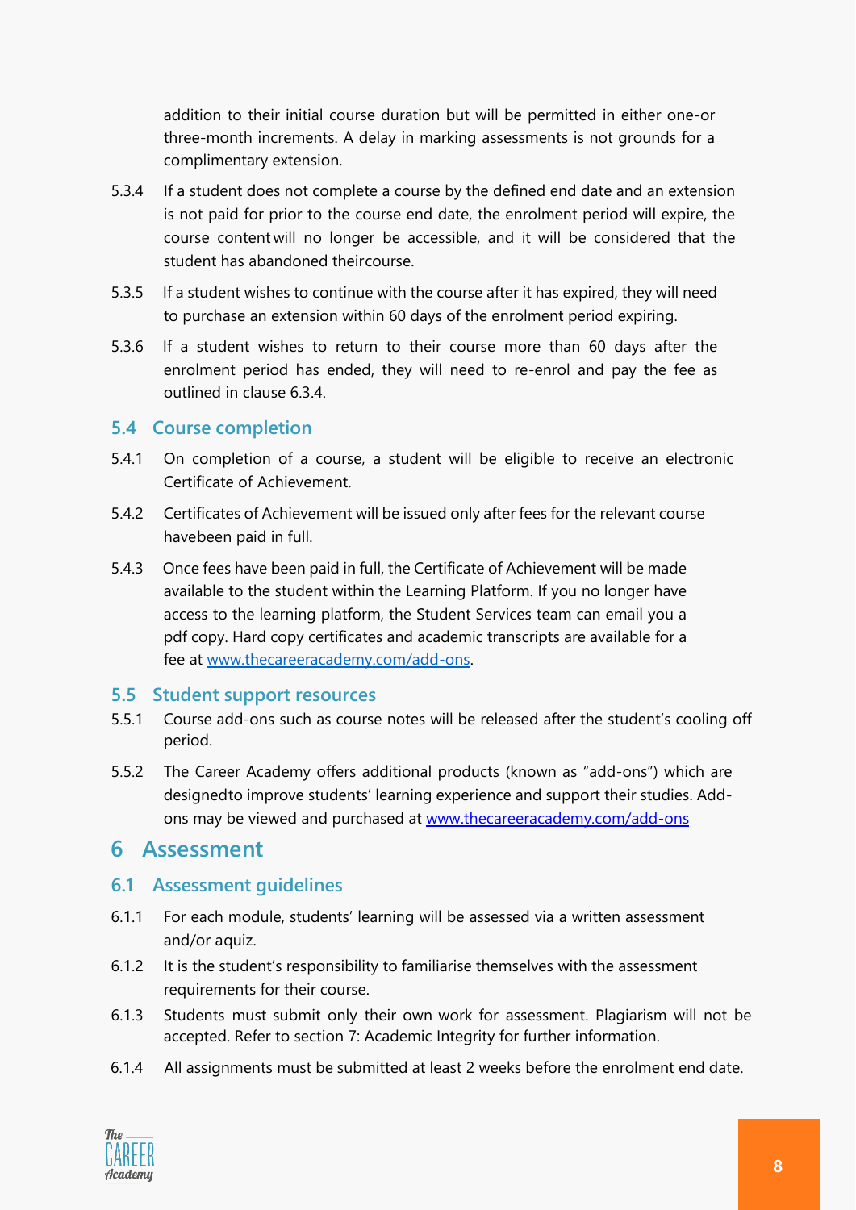addition to their initial course duration but will be permitted in either one-or three-month increments. A delay in marking assessments is not grounds for a complimentary extension.

5.3.4 If a student does not complete a course by the defined end date and an extension is not paid for prior to the course end date, the enrolment period will expire, the course content will no longer be accessible, and it will be considered that the student has abandoned their course.

5.3.5 If a student wishes to continue with the course after it has expired, they will need to purchase an extension within 60 days of the enrolment period expiring.

5.3.6 If a student wishes to return to their course more than 60 days after the enrolment period has ended, they will need to re-enrol and pay the fee as outlined in clause 6.3.4.

### 5.4 Course completion

5.4.1 On completion of a course, a student will be eligible to receive an electronic Certificate of Achievement.

5.4.2 Certificates of Achievement will be issued only after fees for the relevant course have been paid in full.

5.4.3 Once fees have been paid in full, the Certificate of Achievement will be made available to the student within the Learning Platform. If you no longer have access to the learning platform, the Student Services team can email you a pdf copy. Hard copy certificates and academic transcripts are available for a fee at [www.thecareeracademy.com/add-ons](www.thecareeracademy.com/add-ons).

### 5.5 Student support resources

5.5.1 Course add-ons such as course notes will be released after the student's cooling off period.

5.5.2 The Career Academy offers additional products (known as "add-ons") which are designed to improve students' learning experience and support their studies. Add-ons may be viewed and purchased at [www.thecareeracademy.com/add-ons](www.thecareeracademy.com/add-ons)

## 6 Assessment

### 6.1 Assessment guidelines

6.1.1 For each module, students' learning will be assessed via a written assessment and/or a quiz.

6.1.2 It is the student's responsibility to familiarise themselves with the assessment requirements for their course.

6.1.3 Students must submit only their own work for assessment. Plagiarism will not be accepted. Refer to section 7: Academic Integrity for further information.

6.1.4 All assignments must be submitted at least 2 weeks before the enrolment end date.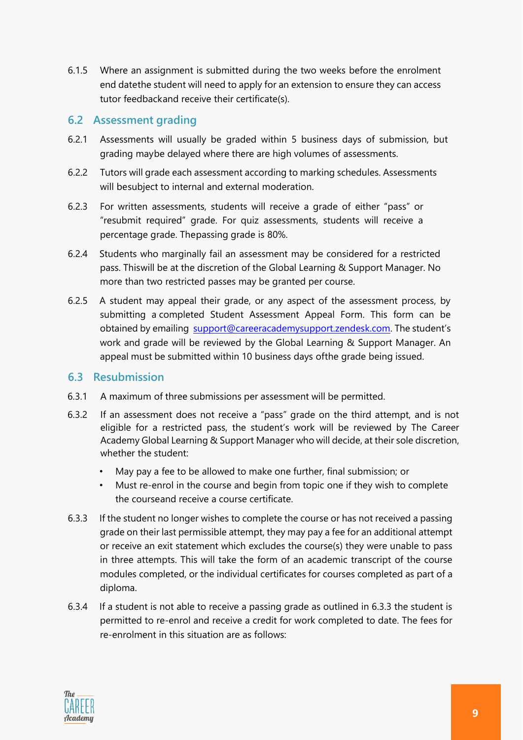6.1.5 Where an assignment is submitted during the two weeks before the enrolment end datethe student will need to apply for an extension to ensure they can access tutor feedbackand receive their certificate(s).

## 6.2 Assessment grading

6.2.1 Assessments will usually be graded within 5 business days of submission, but grading maybe delayed where there are high volumes of assessments.

6.2.2 Tutors will grade each assessment according to marking schedules. Assessments will besubject to internal and external moderation.

6.2.3 For written assessments, students will receive a grade of either "pass" or "resubmit required" grade. For quiz assessments, students will receive a percentage grade. Thepassing grade is 80%.

6.2.4 Students who marginally fail an assessment may be considered for a restricted pass. Thiswill be at the discretion of the Global Learning & Support Manager. No more than two restricted passes may be granted per course.

6.2.5 A student may appeal their grade, or any aspect of the assessment process, by submitting a completed Student Assessment Appeal Form. This form can be obtained by emailing support@careeracademysupport.zendesk.com. The student's work and grade will be reviewed by the Global Learning & Support Manager. An appeal must be submitted within 10 business days ofthe grade being issued.

## 6.3 Resubmission

6.3.1 A maximum of three submissions per assessment will be permitted.

6.3.2 If an assessment does not receive a "pass" grade on the third attempt, and is not eligible for a restricted pass, the student's work will be reviewed by The Career Academy Global Learning & Support Manager who will decide, at their sole discretion, whether the student:

- May pay a fee to be allowed to make one further, final submission; or
- Must re-enrol in the course and begin from topic one if they wish to complete the courseand receive a course certificate.

6.3.3 If the student no longer wishes to complete the course or has not received a passing grade on their last permissible attempt, they may pay a fee for an additional attempt or receive an exit statement which excludes the course(s) they were unable to pass in three attempts. This will take the form of an academic transcript of the course modules completed, or the individual certificates for courses completed as part of a diploma.

6.3.4 If a student is not able to receive a passing grade as outlined in 6.3.3 the student is permitted to re-enrol and receive a credit for work completed to date. The fees for re-enrolment in this situation are as follows: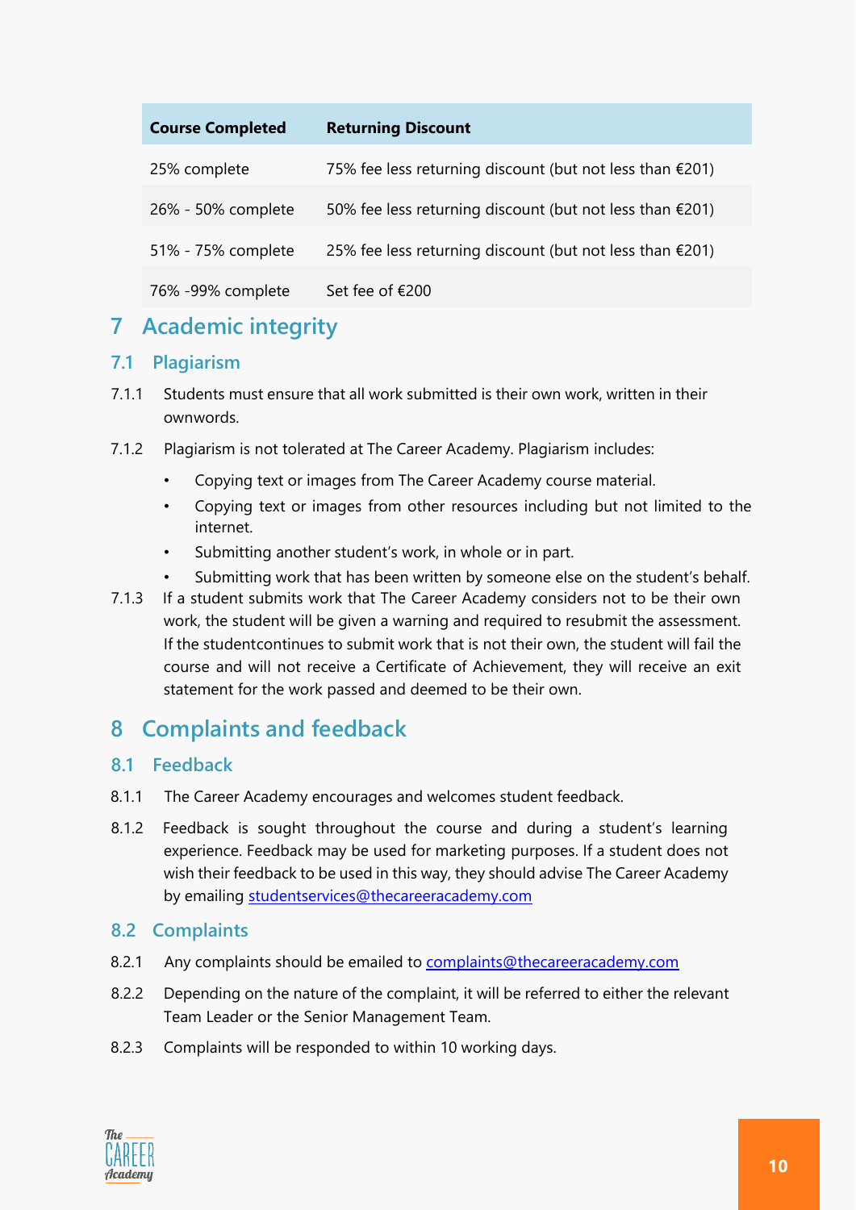| Course Completed | Returning Discount |
|---|---|
| 25% complete | 75% fee less returning discount (but not less than €201) |
| 26% - 50% complete | 50% fee less returning discount (but not less than €201) |
| 51% - 75% complete | 25% fee less returning discount (but not less than €201) |
| 76% -99% complete | Set fee of €200 |

# 7 Academic integrity

## 7.1 Plagiarism

7.1.1 Students must ensure that all work submitted is their own work, written in their ownwords.

7.1.2 Plagiarism is not tolerated at The Career Academy. Plagiarism includes:

- Copying text or images from The Career Academy course material.
- Copying text or images from other resources including but not limited to the internet.
- Submitting another student's work, in whole or in part.
- Submitting work that has been written by someone else on the student's behalf.

7.1.3 If a student submits work that The Career Academy considers not to be their own work, the student will be given a warning and required to resubmit the assessment. If the studentcontinues to submit work that is not their own, the student will fail the course and will not receive a Certificate of Achievement, they will receive an exit statement for the work passed and deemed to be their own.

# 8 Complaints and feedback

## 8.1 Feedback

8.1.1 The Career Academy encourages and welcomes student feedback.

8.1.2 Feedback is sought throughout the course and during a student's learning experience. Feedback may be used for marketing purposes. If a student does not wish their feedback to be used in this way, they should advise The Career Academy by emailing studentservices@thecareeracademy.com

## 8.2 Complaints

8.2.1 Any complaints should be emailed to complaints@thecareeracademy.com

8.2.2 Depending on the nature of the complaint, it will be referred to either the relevant Team Leader or the Senior Management Team.

8.2.3 Complaints will be responded to within 10 working days.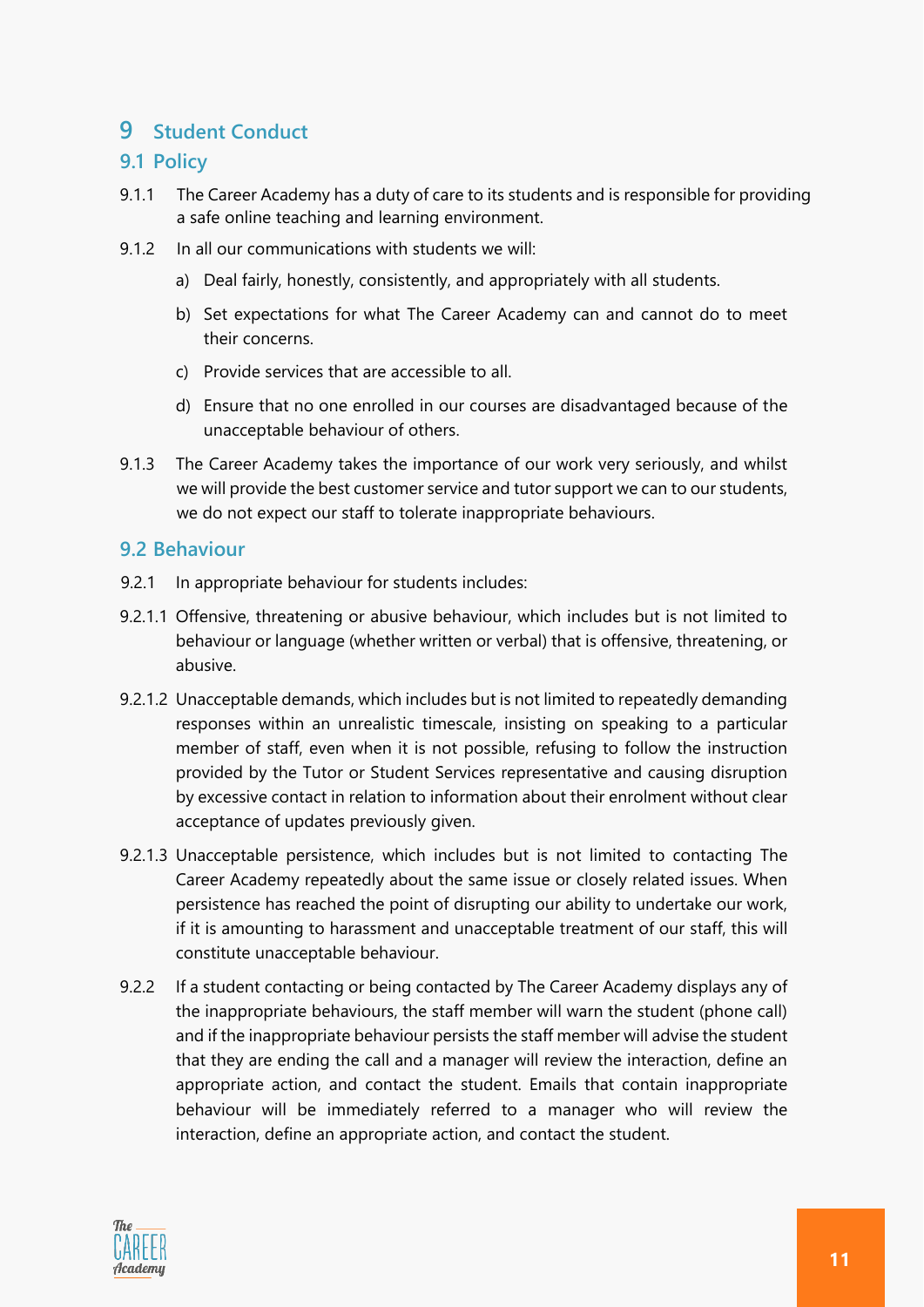# 9 Student Conduct

## 9.1 Policy

9.1.1 The Career Academy has a duty of care to its students and is responsible for providing a safe online teaching and learning environment.

9.1.2 In all our communications with students we will:

a) Deal fairly, honestly, consistently, and appropriately with all students.

b) Set expectations for what The Career Academy can and cannot do to meet their concerns.

c) Provide services that are accessible to all.

d) Ensure that no one enrolled in our courses are disadvantaged because of the unacceptable behaviour of others.

9.1.3 The Career Academy takes the importance of our work very seriously, and whilst we will provide the best customer service and tutor support we can to our students, we do not expect our staff to tolerate inappropriate behaviours.

## 9.2 Behaviour

9.2.1 In appropriate behaviour for students includes:

9.2.1.1 Offensive, threatening or abusive behaviour, which includes but is not limited to behaviour or language (whether written or verbal) that is offensive, threatening, or abusive.

9.2.1.2 Unacceptable demands, which includes but is not limited to repeatedly demanding responses within an unrealistic timescale, insisting on speaking to a particular member of staff, even when it is not possible, refusing to follow the instruction provided by the Tutor or Student Services representative and causing disruption by excessive contact in relation to information about their enrolment without clear acceptance of updates previously given.

9.2.1.3 Unacceptable persistence, which includes but is not limited to contacting The Career Academy repeatedly about the same issue or closely related issues. When persistence has reached the point of disrupting our ability to undertake our work, if it is amounting to harassment and unacceptable treatment of our staff, this will constitute unacceptable behaviour.

9.2.2 If a student contacting or being contacted by The Career Academy displays any of the inappropriate behaviours, the staff member will warn the student (phone call) and if the inappropriate behaviour persists the staff member will advise the student that they are ending the call and a manager will review the interaction, define an appropriate action, and contact the student. Emails that contain inappropriate behaviour will be immediately referred to a manager who will review the interaction, define an appropriate action, and contact the student.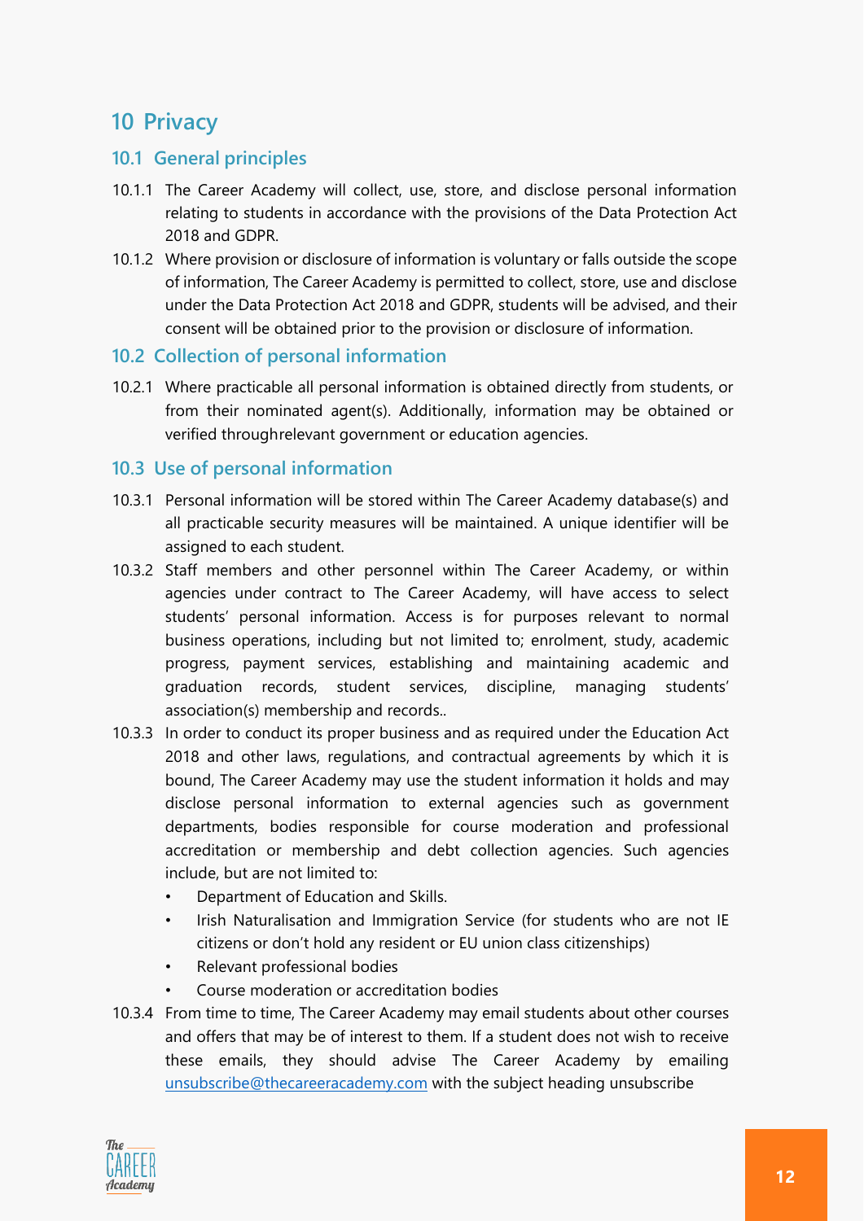# 10 Privacy

## 10.1 General principles

10.1.1 The Career Academy will collect, use, store, and disclose personal information relating to students in accordance with the provisions of the Data Protection Act 2018 and GDPR.

10.1.2 Where provision or disclosure of information is voluntary or falls outside the scope of information, The Career Academy is permitted to collect, store, use and disclose under the Data Protection Act 2018 and GDPR, students will be advised, and their consent will be obtained prior to the provision or disclosure of information.

## 10.2 Collection of personal information

10.2.1 Where practicable all personal information is obtained directly from students, or from their nominated agent(s). Additionally, information may be obtained or verified throughrelevant government or education agencies.

## 10.3 Use of personal information

10.3.1 Personal information will be stored within The Career Academy database(s) and all practicable security measures will be maintained. A unique identifier will be assigned to each student.

10.3.2 Staff members and other personnel within The Career Academy, or within agencies under contract to The Career Academy, will have access to select students' personal information. Access is for purposes relevant to normal business operations, including but not limited to; enrolment, study, academic progress, payment services, establishing and maintaining academic and graduation records, student services, discipline, managing students' association(s) membership and records..

10.3.3 In order to conduct its proper business and as required under the Education Act 2018 and other laws, regulations, and contractual agreements by which it is bound, The Career Academy may use the student information it holds and may disclose personal information to external agencies such as government departments, bodies responsible for course moderation and professional accreditation or membership and debt collection agencies. Such agencies include, but are not limited to:

- Department of Education and Skills.
- Irish Naturalisation and Immigration Service (for students who are not IE citizens or don't hold any resident or EU union class citizenships)
- Relevant professional bodies
- Course moderation or accreditation bodies

10.3.4 From time to time, The Career Academy may email students about other courses and offers that may be of interest to them. If a student does not wish to receive these emails, they should advise The Career Academy by emailing unsubscribe@thecareeracademy.com with the subject heading unsubscribe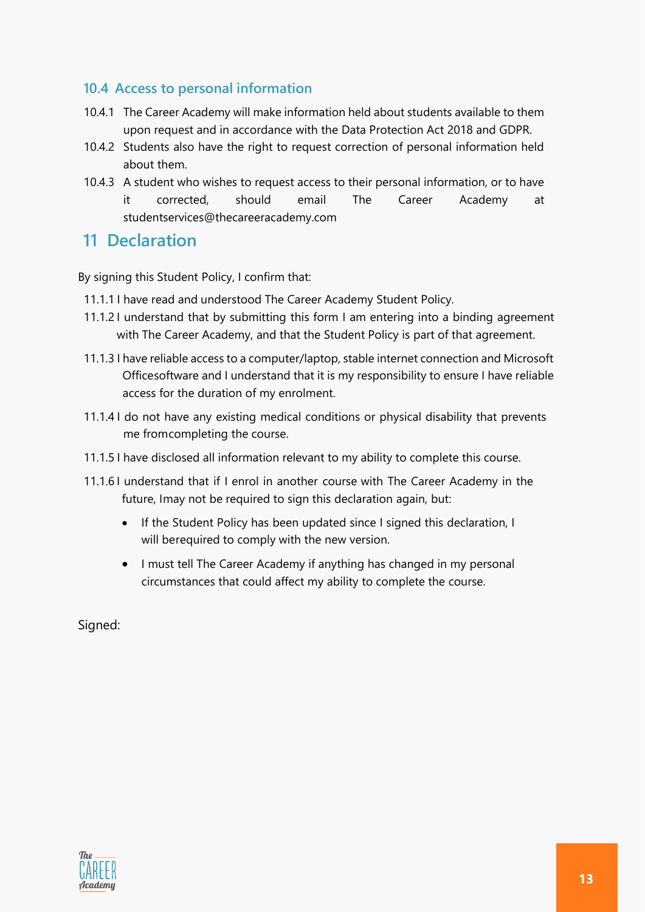### 10.4 Access to personal information

10.4.1 The Career Academy will make information held about students available to them upon request and in accordance with the Data Protection Act 2018 and GDPR.

10.4.2 Students also have the right to request correction of personal information held about them.

10.4.3 A student who wishes to request access to their personal information, or to have it corrected, should email The Career Academy at studentservices@thecareeracademy.com

## 11 Declaration

By signing this Student Policy, I confirm that:

11.1.1 I have read and understood The Career Academy Student Policy.

11.1.2 I understand that by submitting this form I am entering into a binding agreement with The Career Academy, and that the Student Policy is part of that agreement.

11.1.3 I have reliable access to a computer/laptop, stable internet connection and Microsoft Officesoftware and I understand that it is my responsibility to ensure I have reliable access for the duration of my enrolment.

11.1.4 I do not have any existing medical conditions or physical disability that prevents me fromcompleting the course.

11.1.5 I have disclosed all information relevant to my ability to complete this course.

11.1.6 I understand that if I enrol in another course with The Career Academy in the future, Imay not be required to sign this declaration again, but:

- If the Student Policy has been updated since I signed this declaration, I will berequired to comply with the new version.
- I must tell The Career Academy if anything has changed in my personal circumstances that could affect my ability to complete the course.

Signed: